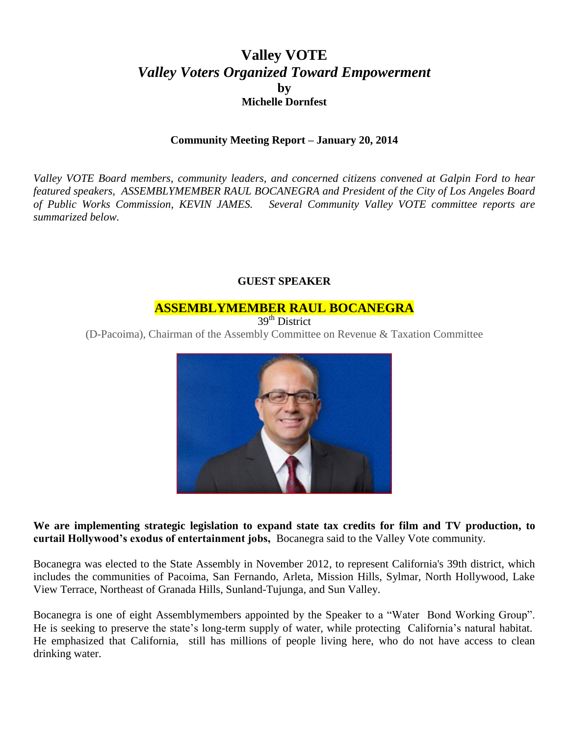# Valley VOTE

## *Valley Voters Organized Toward Empowerment*

**by**

**Michelle Dornfest**

**Community Meeting Report – January 20, 2014**

*Valley VOTE Board members, community leaders, and concerned citizens convened at Galpin Ford to hear featured speakers, ASSEMBLYMEMBER RAUL BOCANEGRA and President of the City of Los Angeles Board of Public Works Commission, KEVIN JAMES. Several Community Valley VOTE committee reports are summarized below.*

### GUEST SPEAKER

### ASSEMBLYMEMBER RAUL BOCANEGRA

39th District

(D-Pacoima), Chairman of the Assembly Committee on Revenue & Taxation Committee

**We are implementing strategic legislation to expand state tax credits for film and TV production, to curtail Hollywood's exodus of entertainment jobs,** Bocanegra said to the Valley Vote community.

Bocanegra was elected to the State Assembly in November 2012, to represent California's 39th district, which includes the communities of Pacoima, San Fernando, Arleta, Mission Hills, Sylmar, North Hollywood, Lake View Terrace, Northeast of Granada Hills, Sunland-Tujunga, and Sun Valley.

Bocanegra is one of eight Assemblymembers appointed by the Speaker to a "Water Bond Working Group". He is seeking to preserve the state's long-term supply of water, while protecting California's natural habitat. He emphasized that California, still has millions of people living here, who do not have access to clean drinking water.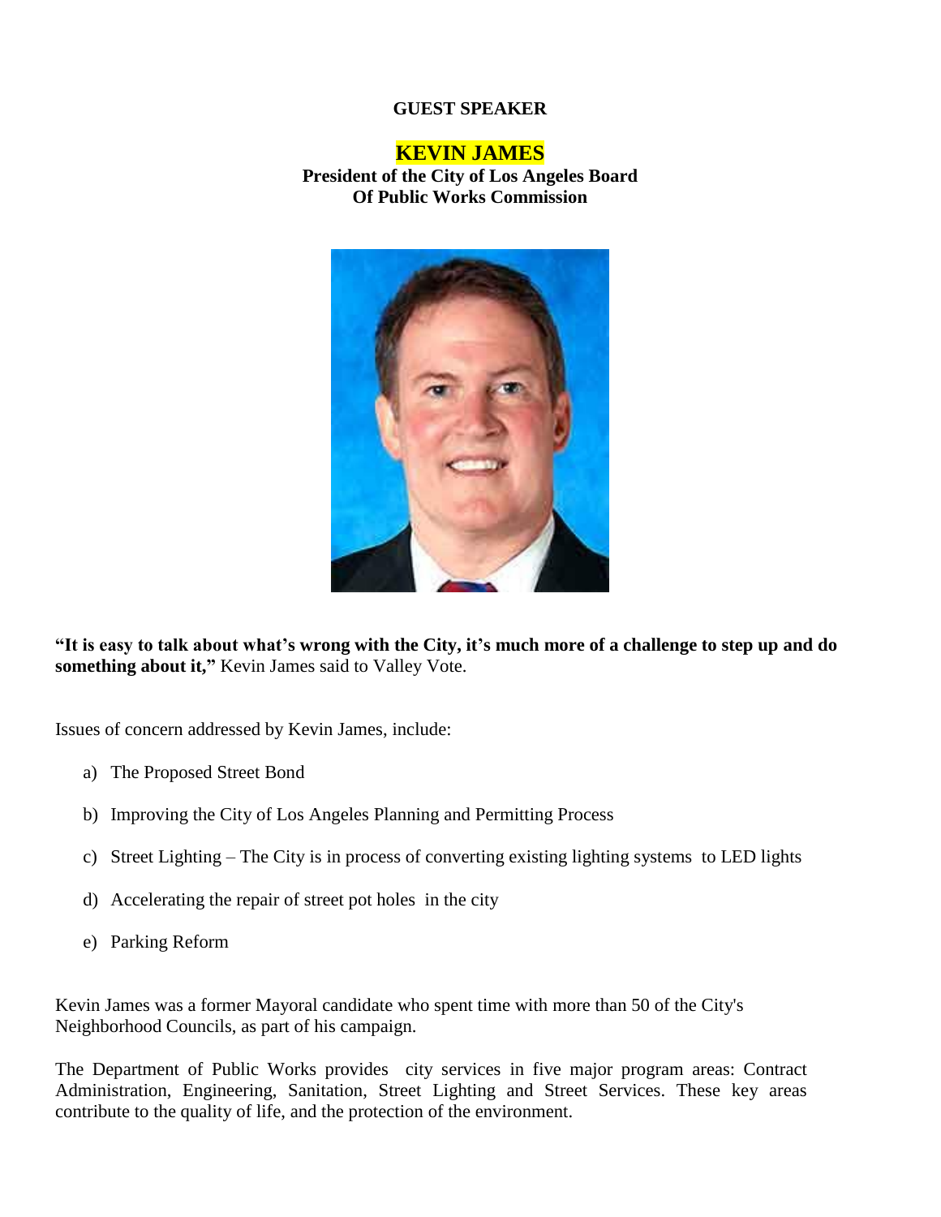**GUEST SPEAKER**

# KEVIN JAMES

**President of the City of Los Angeles Board Of Public Works Commission**

**"It is easy to talk about what's wrong with the City, it's much more of a challenge to step up and do something about it,"** Kevin James said to Valley Vote.

Issues of concern addressed by Kevin James, include:

a) The Proposed Street Bond

b) Improving the City of Los Angeles Planning and Permitting Process

c) Street Lighting – The City is in process of converting existing lighting systems to LED lights

d) Accelerating the repair of street pot holes in the city

e) Parking Reform

Kevin James was a former Mayoral candidate who spent time with more than 50 of the City's Neighborhood Councils, as part of his campaign.

The Department of Public Works provides city services in five major program areas: Contract Administration, Engineering, Sanitation, Street Lighting and Street Services. These key areas contribute to the quality of life, and the protection of the environment.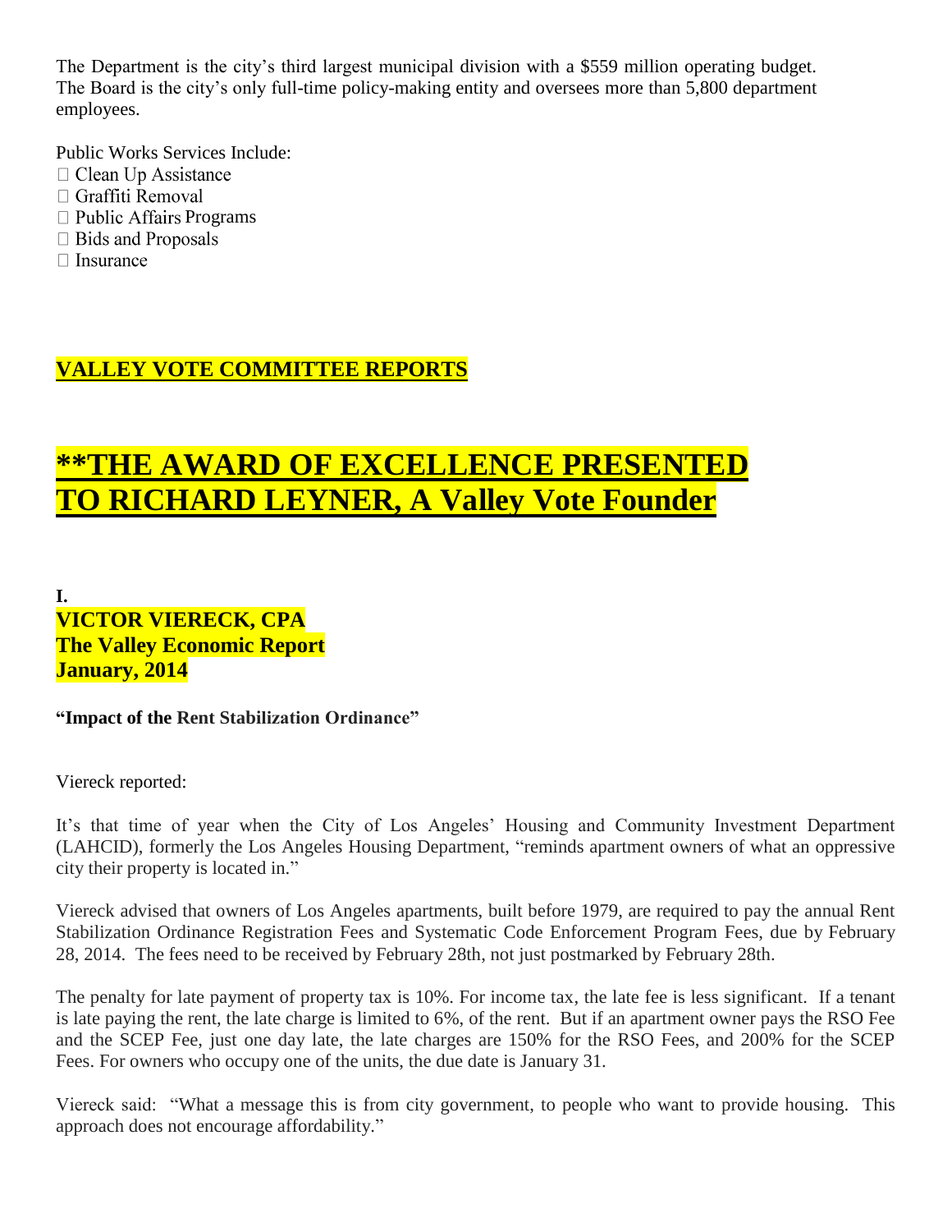The Department is the city's third largest municipal division with a $559 million operating budget. The Board is the city's only full-time policy-making entity and oversees more than 5,800 department employees.

Public Works Services Include:

- Clean Up Assistance
- Graffiti Removal
- Public Affairs Programs
- Bids and Proposals
- Insurance

## VALLEY VOTE COMMITTEE REPORTS

# **THE AWARD OF EXCELLENCE PRESENTED TO RICHARD LEYNER, A Valley Vote Founder

**I.**

**VICTOR VIERECK, CPA**
**The Valley Economic Report**
**January, 2014**

**"Impact of the Rent Stabilization Ordinance"**

Viereck reported:

It's that time of year when the City of Los Angeles' Housing and Community Investment Department (LAHCID), formerly the Los Angeles Housing Department, "reminds apartment owners of what an oppressive city their property is located in."

Viereck advised that owners of Los Angeles apartments, built before 1979, are required to pay the annual Rent Stabilization Ordinance Registration Fees and Systematic Code Enforcement Program Fees, due by February 28, 2014. The fees need to be received by February 28th, not just postmarked by February 28th.

The penalty for late payment of property tax is 10%. For income tax, the late fee is less significant. If a tenant is late paying the rent, the late charge is limited to 6%, of the rent. But if an apartment owner pays the RSO Fee and the SCEP Fee, just one day late, the late charges are 150% for the RSO Fees, and 200% for the SCEP Fees. For owners who occupy one of the units, the due date is January 31.

Viereck said: "What a message this is from city government, to people who want to provide housing. This approach does not encourage affordability."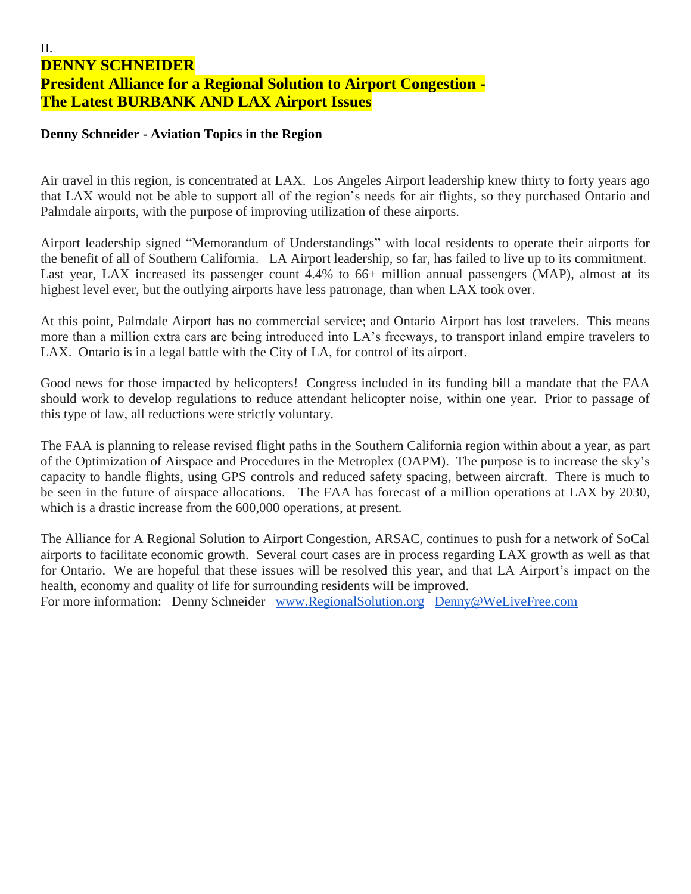II.

## DENNY SCHNEIDER
## President Alliance for a Regional Solution to Airport Congestion - The Latest BURBANK AND LAX Airport Issues

**Denny Schneider - Aviation Topics in the Region**

Air travel in this region, is concentrated at LAX. Los Angeles Airport leadership knew thirty to forty years ago that LAX would not be able to support all of the region's needs for air flights, so they purchased Ontario and Palmdale airports, with the purpose of improving utilization of these airports.

Airport leadership signed "Memorandum of Understandings" with local residents to operate their airports for the benefit of all of Southern California. LA Airport leadership, so far, has failed to live up to its commitment. Last year, LAX increased its passenger count 4.4% to 66+ million annual passengers (MAP), almost at its highest level ever, but the outlying airports have less patronage, than when LAX took over.

At this point, Palmdale Airport has no commercial service; and Ontario Airport has lost travelers. This means more than a million extra cars are being introduced into LA's freeways, to transport inland empire travelers to LAX. Ontario is in a legal battle with the City of LA, for control of its airport.

Good news for those impacted by helicopters! Congress included in its funding bill a mandate that the FAA should work to develop regulations to reduce attendant helicopter noise, within one year. Prior to passage of this type of law, all reductions were strictly voluntary.

The FAA is planning to release revised flight paths in the Southern California region within about a year, as part of the Optimization of Airspace and Procedures in the Metroplex (OAPM). The purpose is to increase the sky's capacity to handle flights, using GPS controls and reduced safety spacing, between aircraft. There is much to be seen in the future of airspace allocations. The FAA has forecast of a million operations at LAX by 2030, which is a drastic increase from the 600,000 operations, at present.

The Alliance for A Regional Solution to Airport Congestion, ARSAC, continues to push for a network of SoCal airports to facilitate economic growth. Several court cases are in process regarding LAX growth as well as that for Ontario. We are hopeful that these issues will be resolved this year, and that LA Airport's impact on the health, economy and quality of life for surrounding residents will be improved.
For more information: Denny Schneider [www.RegionalSolution.org](http://www.RegionalSolution.org) [Denny@WeLiveFree.com](mailto:Denny@WeLiveFree.com)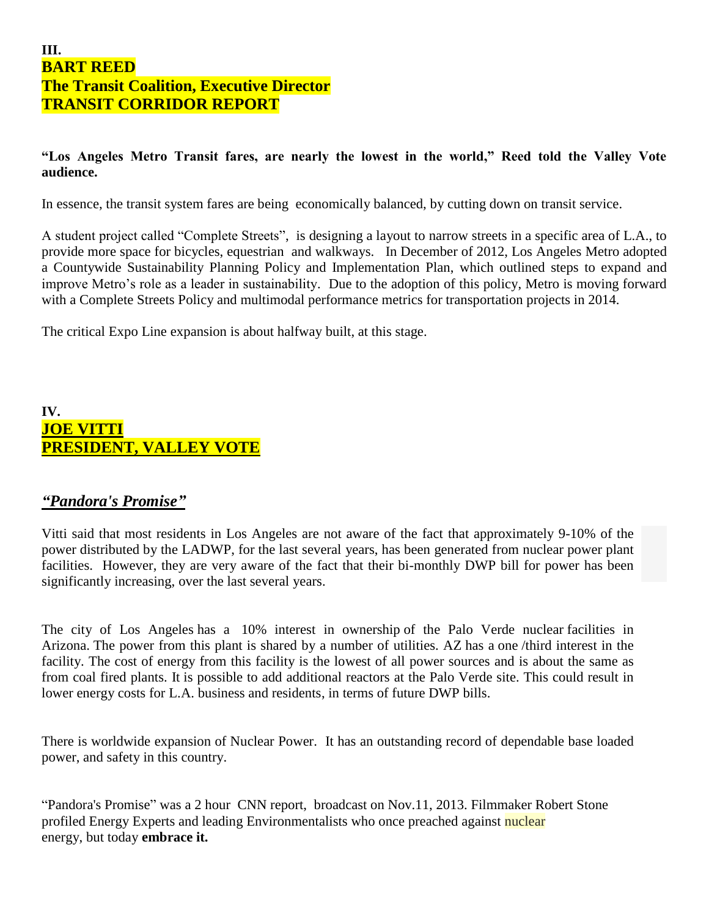**III.**
**BART REED**
**The Transit Coalition, Executive Director**
**TRANSIT CORRIDOR REPORT**

**"Los Angeles Metro Transit fares, are nearly the lowest in the world," Reed told the Valley Vote audience.**

In essence, the transit system fares are being economically balanced, by cutting down on transit service.

A student project called "Complete Streets", is designing a layout to narrow streets in a specific area of L.A., to provide more space for bicycles, equestrian and walkways. In December of 2012, Los Angeles Metro adopted a Countywide Sustainability Planning Policy and Implementation Plan, which outlined steps to expand and improve Metro's role as a leader in sustainability. Due to the adoption of this policy, Metro is moving forward with a Complete Streets Policy and multimodal performance metrics for transportation projects in 2014.

The critical Expo Line expansion is about halfway built, at this stage.

**IV.**
**JOE VITTI**
**PRESIDENT, VALLEY VOTE**

***"Pandora's Promise"***

Vitti said that most residents in Los Angeles are not aware of the fact that approximately 9-10% of the power distributed by the LADWP, for the last several years, has been generated from nuclear power plant facilities. However, they are very aware of the fact that their bi-monthly DWP bill for power has been significantly increasing, over the last several years.

The city of Los Angeles has a 10% interest in ownership of the Palo Verde nuclear facilities in Arizona. The power from this plant is shared by a number of utilities. AZ has a one /third interest in the facility. The cost of energy from this facility is the lowest of all power sources and is about the same as from coal fired plants. It is possible to add additional reactors at the Palo Verde site. This could result in lower energy costs for L.A. business and residents, in terms of future DWP bills.

There is worldwide expansion of Nuclear Power. It has an outstanding record of dependable base loaded power, and safety in this country.

"Pandora's Promise" was a 2 hour CNN report, broadcast on Nov.11, 2013. Filmmaker Robert Stone profiled Energy Experts and leading Environmentalists who once preached against nuclear energy, but today **embrace it.**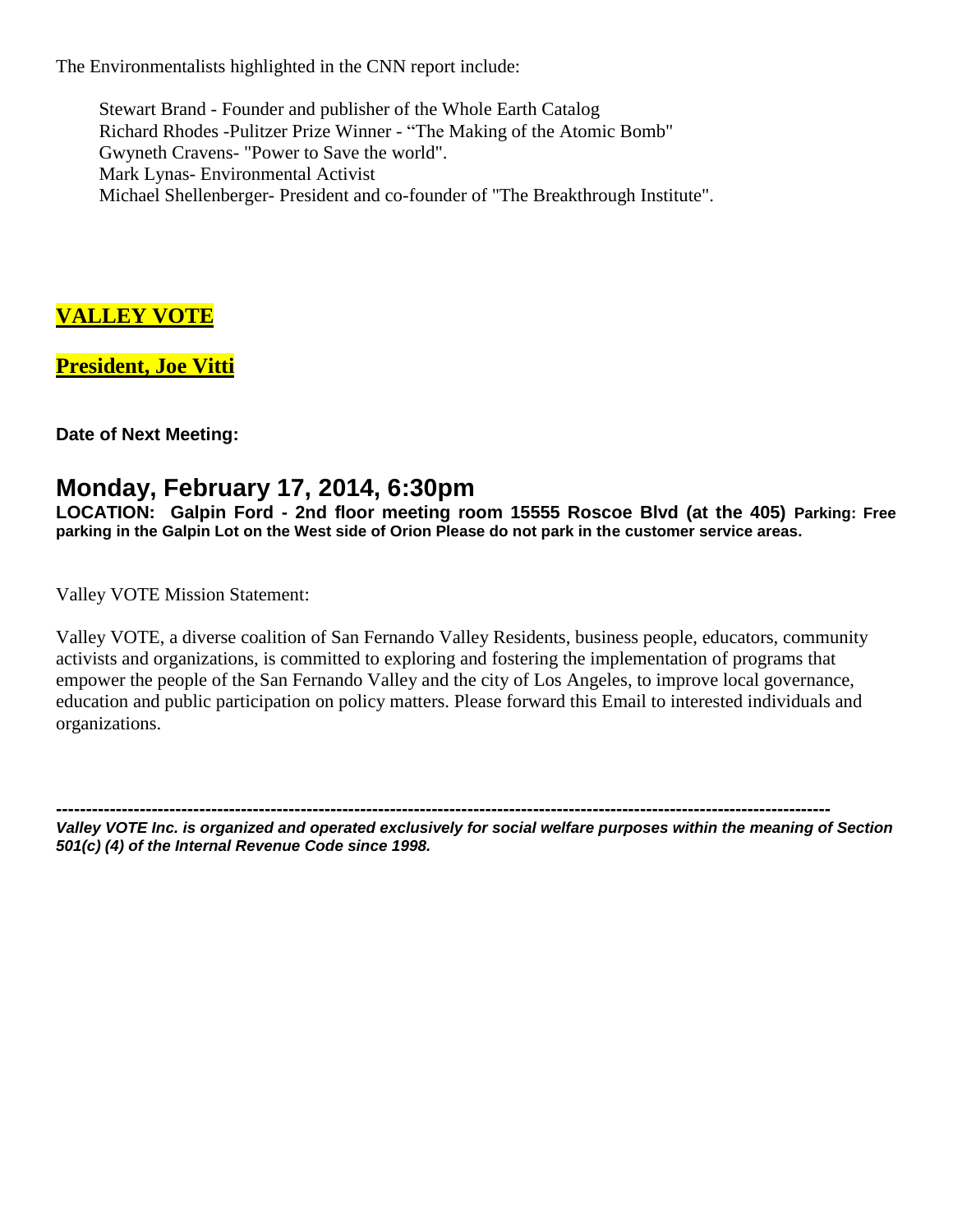The Environmentalists highlighted in the CNN report include:

Stewart Brand - Founder and publisher of the Whole Earth Catalog
Richard Rhodes -Pulitzer Prize Winner - "The Making of the Atomic Bomb"
Gwyneth Cravens- "Power to Save the world".
Mark Lynas- Environmental Activist
Michael Shellenberger- President and co-founder of "The Breakthrough Institute".

**VALLEY VOTE**

**President, Joe Vitti**

**Date of Next Meeting:**

## Monday, February 17, 2014, 6:30pm

**LOCATION: Galpin Ford - 2nd floor meeting room 15555 Roscoe Blvd (at the 405) Parking: Free parking in the Galpin Lot on the West side of Orion Please do not park in the customer service areas.**

Valley VOTE Mission Statement:

Valley VOTE, a diverse coalition of San Fernando Valley Residents, business people, educators, community activists and organizations, is committed to exploring and fostering the implementation of programs that empower the people of the San Fernando Valley and the city of Los Angeles, to improve local governance, education and public participation on policy matters. Please forward this Email to interested individuals and organizations.

---

***Valley VOTE Inc. is organized and operated exclusively for social welfare purposes within the meaning of Section 501(c) (4) of the Internal Revenue Code since 1998.***